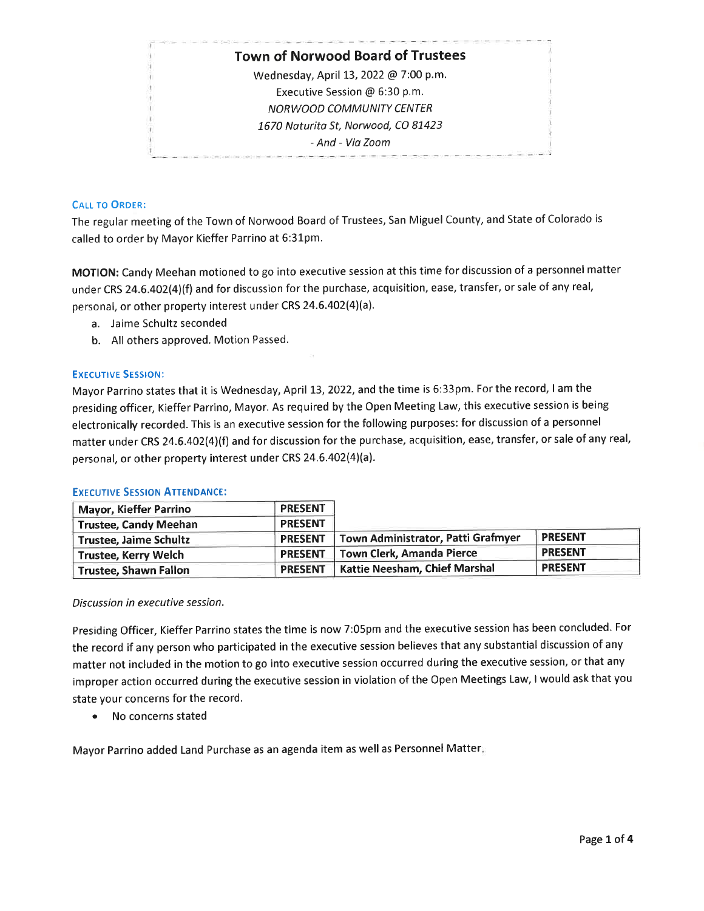# Town of Norwood Board of Trustees

Wednesday, April 13, 2022 @ 7:00 p.m.
Executive Session @ 6:30 p.m.
*NORWOOD COMMUNITY CENTER*
*1670 Naturita St, Norwood, CO 81423*
*- And - Via Zoom*

## CALL TO ORDER:

The regular meeting of the Town of Norwood Board of Trustees, San Miguel County, and State of Colorado is called to order by Mayor Kieffer Parrino at 6:31pm.

**MOTION:** Candy Meehan motioned to go into executive session at this time for discussion of a personnel matter under CRS 24.6.402(4)(f) and for discussion for the purchase, acquisition, ease, transfer, or sale of any real, personal, or other property interest under CRS 24.6.402(4)(a).

a. Jaime Schultz seconded
b. All others approved. Motion Passed.

## EXECUTIVE SESSION:

Mayor Parrino states that it is Wednesday, April 13, 2022, and the time is 6:33pm. For the record, I am the presiding officer, Kieffer Parrino, Mayor. As required by the Open Meeting Law, this executive session is being electronically recorded. This is an executive session for the following purposes: for discussion of a personnel matter under CRS 24.6.402(4)(f) and for discussion for the purchase, acquisition, ease, transfer, or sale of any real, personal, or other property interest under CRS 24.6.402(4)(a).

## EXECUTIVE SESSION ATTENDANCE:

| Name | Status | Name | Status |
|---|---|---|---|
| **Mayor, Kieffer Parrino** | **PRESENT** | | |
| **Trustee, Candy Meehan** | **PRESENT** | | |
| **Trustee, Jaime Schultz** | **PRESENT** | **Town Administrator, Patti Grafmyer** | **PRESENT** |
| **Trustee, Kerry Welch** | **PRESENT** | **Town Clerk, Amanda Pierce** | **PRESENT** |
| **Trustee, Shawn Fallon** | **PRESENT** | **Kattie Neesham, Chief Marshal** | **PRESENT** |

*Discussion in executive session.*

Presiding Officer, Kieffer Parrino states the time is now 7:05pm and the executive session has been concluded. For the record if any person who participated in the executive session believes that any substantial discussion of any matter not included in the motion to go into executive session occurred during the executive session, or that any improper action occurred during the executive session in violation of the Open Meetings Law, I would ask that you state your concerns for the record.

- No concerns stated

Mayor Parrino added Land Purchase as an agenda item as well as Personnel Matter.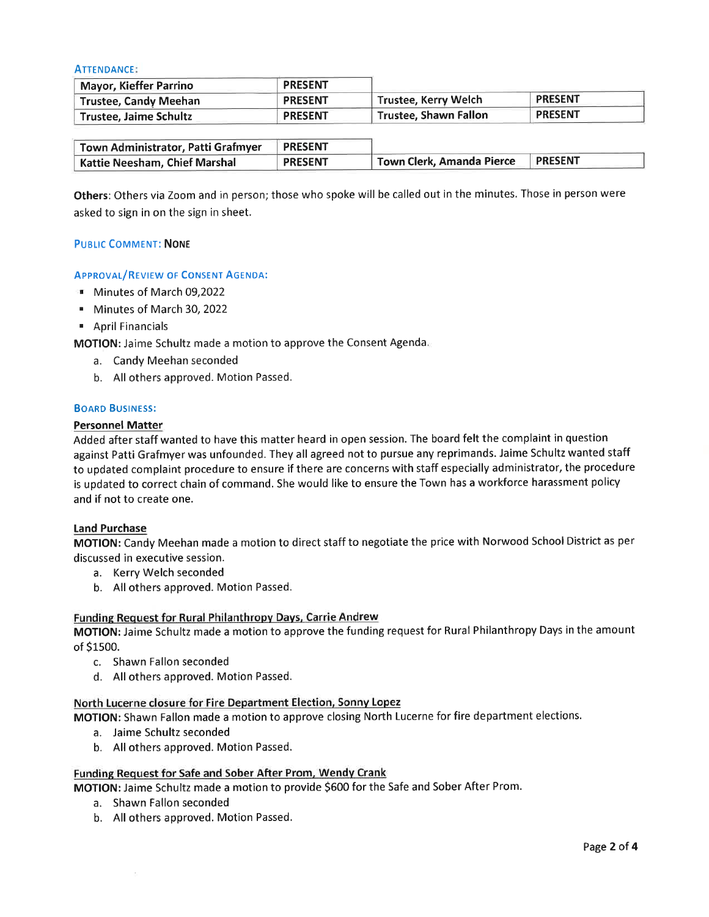### ATTENDANCE:

| | | | |
|---|---|---|---|
| Mayor, Kieffer Parrino | PRESENT | | |
| Trustee, Candy Meehan | PRESENT | Trustee, Kerry Welch | PRESENT |
| Trustee, Jaime Schultz | PRESENT | Trustee, Shawn Fallon | PRESENT |

| | | | |
|---|---|---|---|
| Town Administrator, Patti Grafmyer | PRESENT | | |
| Kattie Neesham, Chief Marshal | PRESENT | Town Clerk, Amanda Pierce | PRESENT |

**Others**: Others via Zoom and in person; those who spoke will be called out in the minutes. Those in person were asked to sign in on the sign in sheet.

### PUBLIC COMMENT: NONE

### APPROVAL/REVIEW OF CONSENT AGENDA:

- Minutes of March 09,2022
- Minutes of March 30, 2022
- April Financials

**MOTION:** Jaime Schultz made a motion to approve the Consent Agenda.

a. Candy Meehan seconded
b. All others approved. Motion Passed.

### BOARD BUSINESS:

**Personnel Matter**

Added after staff wanted to have this matter heard in open session. The board felt the complaint in question against Patti Grafmyer was unfounded. They all agreed not to pursue any reprimands. Jaime Schultz wanted staff to updated complaint procedure to ensure if there are concerns with staff especially administrator, the procedure is updated to correct chain of command. She would like to ensure the Town has a workforce harassment policy and if not to create one.

**Land Purchase**

**MOTION:** Candy Meehan made a motion to direct staff to negotiate the price with Norwood School District as per discussed in executive session.

a. Kerry Welch seconded
b. All others approved. Motion Passed.

**Funding Request for Rural Philanthropy Days, Carrie Andrew**

**MOTION:** Jaime Schultz made a motion to approve the funding request for Rural Philanthropy Days in the amount of $1500.

c. Shawn Fallon seconded
d. All others approved. Motion Passed.

**North Lucerne closure for Fire Department Election, Sonny Lopez**

**MOTION:** Shawn Fallon made a motion to approve closing North Lucerne for fire department elections.

a. Jaime Schultz seconded
b. All others approved. Motion Passed.

**Funding Request for Safe and Sober After Prom, Wendy Crank**

**MOTION:** Jaime Schultz made a motion to provide $600 for the Safe and Sober After Prom.

a. Shawn Fallon seconded
b. All others approved. Motion Passed.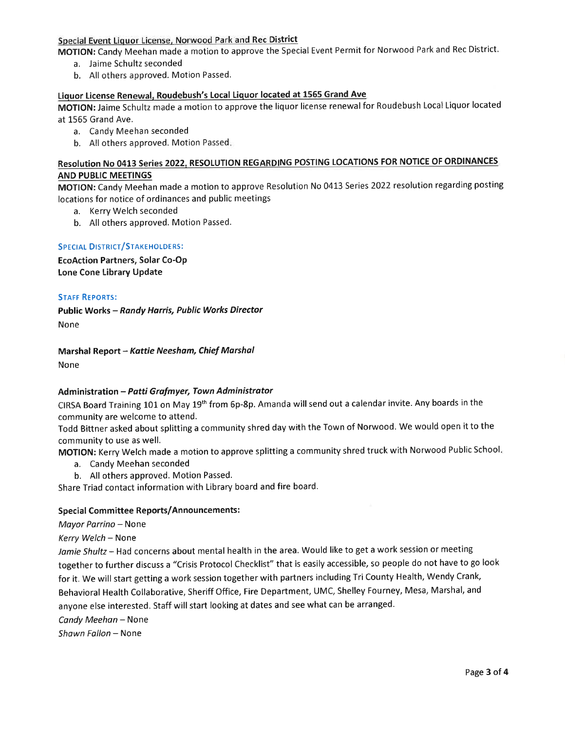**Special Event Liquor License, Norwood Park and Rec District**

**MOTION:** Candy Meehan made a motion to approve the Special Event Permit for Norwood Park and Rec District.

a. Jaime Schultz seconded
b. All others approved. Motion Passed.

**Liquor License Renewal, Roudebush's Local Liquor located at 1565 Grand Ave**

**MOTION:** Jaime Schultz made a motion to approve the liquor license renewal for Roudebush Local Liquor located at 1565 Grand Ave.

a. Candy Meehan seconded
b. All others approved. Motion Passed.

**Resolution No 0413 Series 2022, RESOLUTION REGARDING POSTING LOCATIONS FOR NOTICE OF ORDINANCES AND PUBLIC MEETINGS**

**MOTION:** Candy Meehan made a motion to approve Resolution No 0413 Series 2022 resolution regarding posting locations for notice of ordinances and public meetings

a. Kerry Welch seconded
b. All others approved. Motion Passed.

## SPECIAL DISTRICT/STAKEHOLDERS:

**EcoAction Partners, Solar Co-Op**
**Lone Cone Library Update**

## STAFF REPORTS:

**Public Works – *Randy Harris, Public Works Director***

None

**Marshal Report – *Kattie Neesham, Chief Marshal***

None

**Administration – *Patti Grafmyer, Town Administrator***

CIRSA Board Training 101 on May 19th from 6p-8p. Amanda will send out a calendar invite. Any boards in the community are welcome to attend.

Todd Bittner asked about splitting a community shred day with the Town of Norwood. We would open it to the community to use as well.

**MOTION:** Kerry Welch made a motion to approve splitting a community shred truck with Norwood Public School.

a. Candy Meehan seconded
b. All others approved. Motion Passed.

Share Triad contact information with Library board and fire board.

**Special Committee Reports/Announcements:**

*Mayor Parrino* – None

*Kerry Welch* – None

*Jamie Shultz* – Had concerns about mental health in the area. Would like to get a work session or meeting together to further discuss a "Crisis Protocol Checklist" that is easily accessible, so people do not have to go look for it. We will start getting a work session together with partners including Tri County Health, Wendy Crank, Behavioral Health Collaborative, Sheriff Office, Fire Department, UMC, Shelley Fourney, Mesa, Marshal, and anyone else interested. Staff will start looking at dates and see what can be arranged.

*Candy Meehan* – None

*Shawn Fallon* – None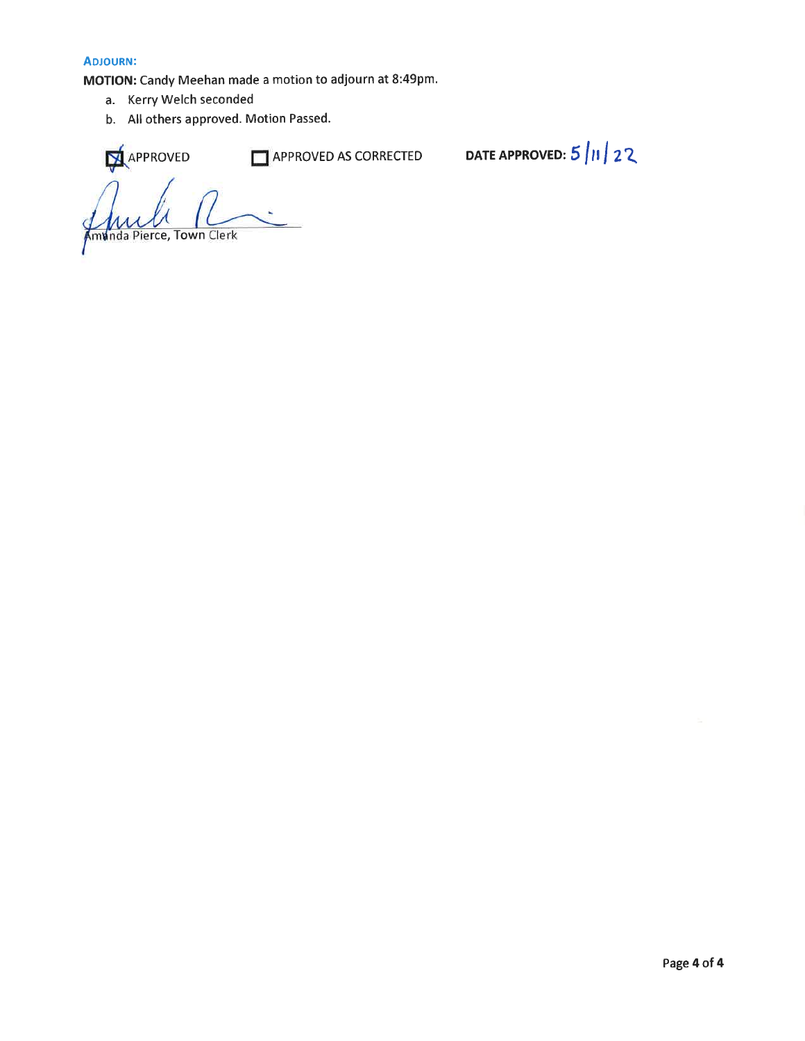### ADJOURN:

**MOTION:** Candy Meehan made a motion to adjourn at 8:49pm.

a. Kerry Welch seconded
b. All others approved. Motion Passed.

☒ APPROVED ☐ APPROVED AS CORRECTED **DATE APPROVED:** 5/11/22

Amanda Pierce, Town Clerk